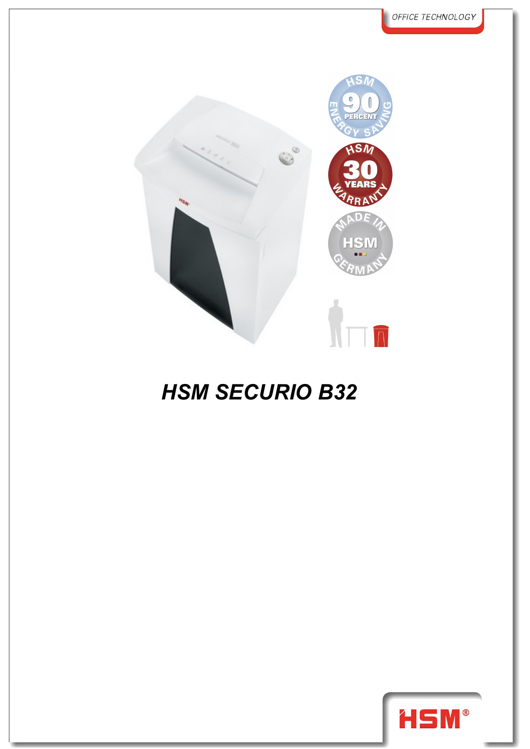OFFICE TECHNOLOGY

# HSM SECURIO B32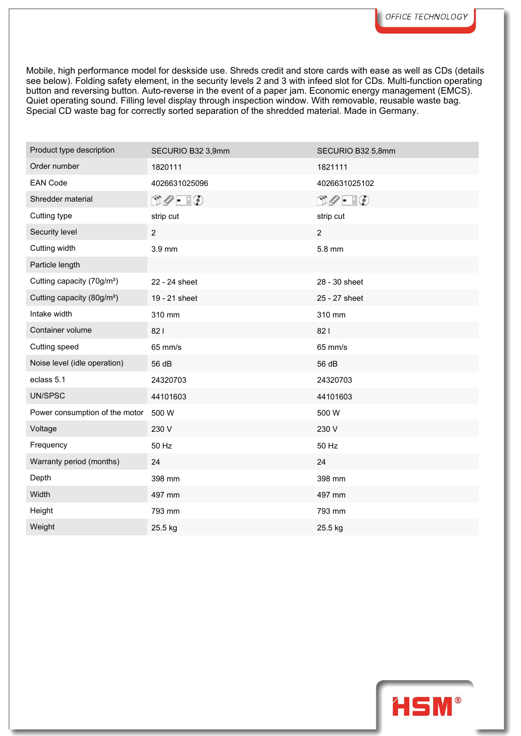Mobile, high performance model for deskside use. Shreds credit and store cards with ease as well as CDs (details see below). Folding safety element, in the security levels 2 and 3 with infeed slot for CDs. Multi-function operating button and reversing button. Auto-reverse in the event of a paper jam. Economic energy management (EMCS). Quiet operating sound. Filling level display through inspection window. With removable, reusable waste bag. Special CD waste bag for correctly sorted separation of the shredded material. Made in Germany.

| Product type description | SECURIO B32 3,9mm | SECURIO B32 5,8mm |
|---|---|---|
| Order number | 1820111 | 1821111 |
| EAN Code | 4026631025096 | 4026631025102 |
| Shredder material | | |
| Cutting type | strip cut | strip cut |
| Security level | 2 | 2 |
| Cutting width | 3.9 mm | 5.8 mm |
| Particle length | | |
| Cutting capacity (70g/m²) | 22 - 24 sheet | 28 - 30 sheet |
| Cutting capacity (80g/m²) | 19 - 21 sheet | 25 - 27 sheet |
| Intake width | 310 mm | 310 mm |
| Container volume | 82 l | 82 l |
| Cutting speed | 65 mm/s | 65 mm/s |
| Noise level (idle operation) | 56 dB | 56 dB |
| eclass 5.1 | 24320703 | 24320703 |
| UN/SPSC | 44101603 | 44101603 |
| Power consumption of the motor | 500 W | 500 W |
| Voltage | 230 V | 230 V |
| Frequency | 50 Hz | 50 Hz |
| Warranty period (months) | 24 | 24 |
| Depth | 398 mm | 398 mm |
| Width | 497 mm | 497 mm |
| Height | 793 mm | 793 mm |
| Weight | 25.5 kg | 25.5 kg |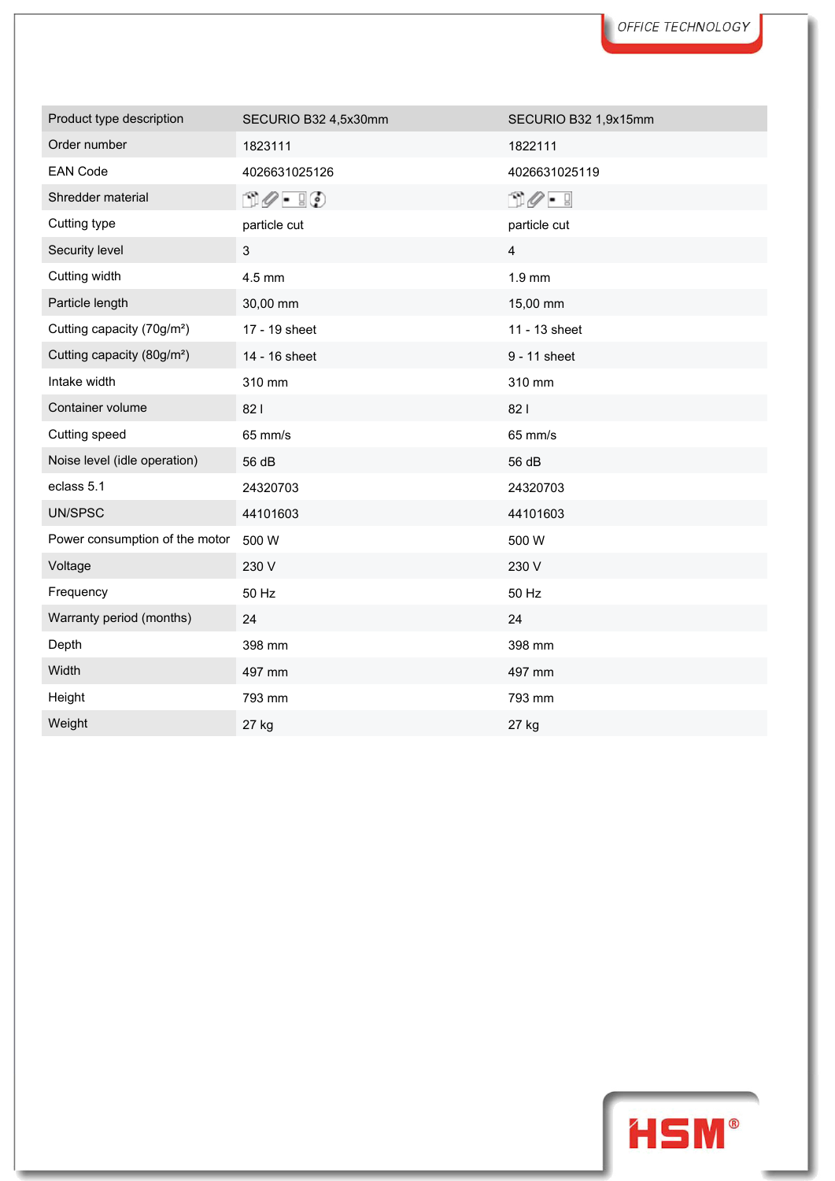| Product type description | SECURIO B32 4,5x30mm | SECURIO B32 1,9x15mm |
|---|---|---|
| Order number | 1823111 | 1822111 |
| EAN Code | 4026631025126 | 4026631025119 |
| Shredder material | | |
| Cutting type | particle cut | particle cut |
| Security level | 3 | 4 |
| Cutting width | 4.5 mm | 1.9 mm |
| Particle length | 30,00 mm | 15,00 mm |
| Cutting capacity (70g/m²) | 17 - 19 sheet | 11 - 13 sheet |
| Cutting capacity (80g/m²) | 14 - 16 sheet | 9 - 11 sheet |
| Intake width | 310 mm | 310 mm |
| Container volume | 82 l | 82 l |
| Cutting speed | 65 mm/s | 65 mm/s |
| Noise level (idle operation) | 56 dB | 56 dB |
| eclass 5.1 | 24320703 | 24320703 |
| UN/SPSC | 44101603 | 44101603 |
| Power consumption of the motor | 500 W | 500 W |
| Voltage | 230 V | 230 V |
| Frequency | 50 Hz | 50 Hz |
| Warranty period (months) | 24 | 24 |
| Depth | 398 mm | 398 mm |
| Width | 497 mm | 497 mm |
| Height | 793 mm | 793 mm |
| Weight | 27 kg | 27 kg |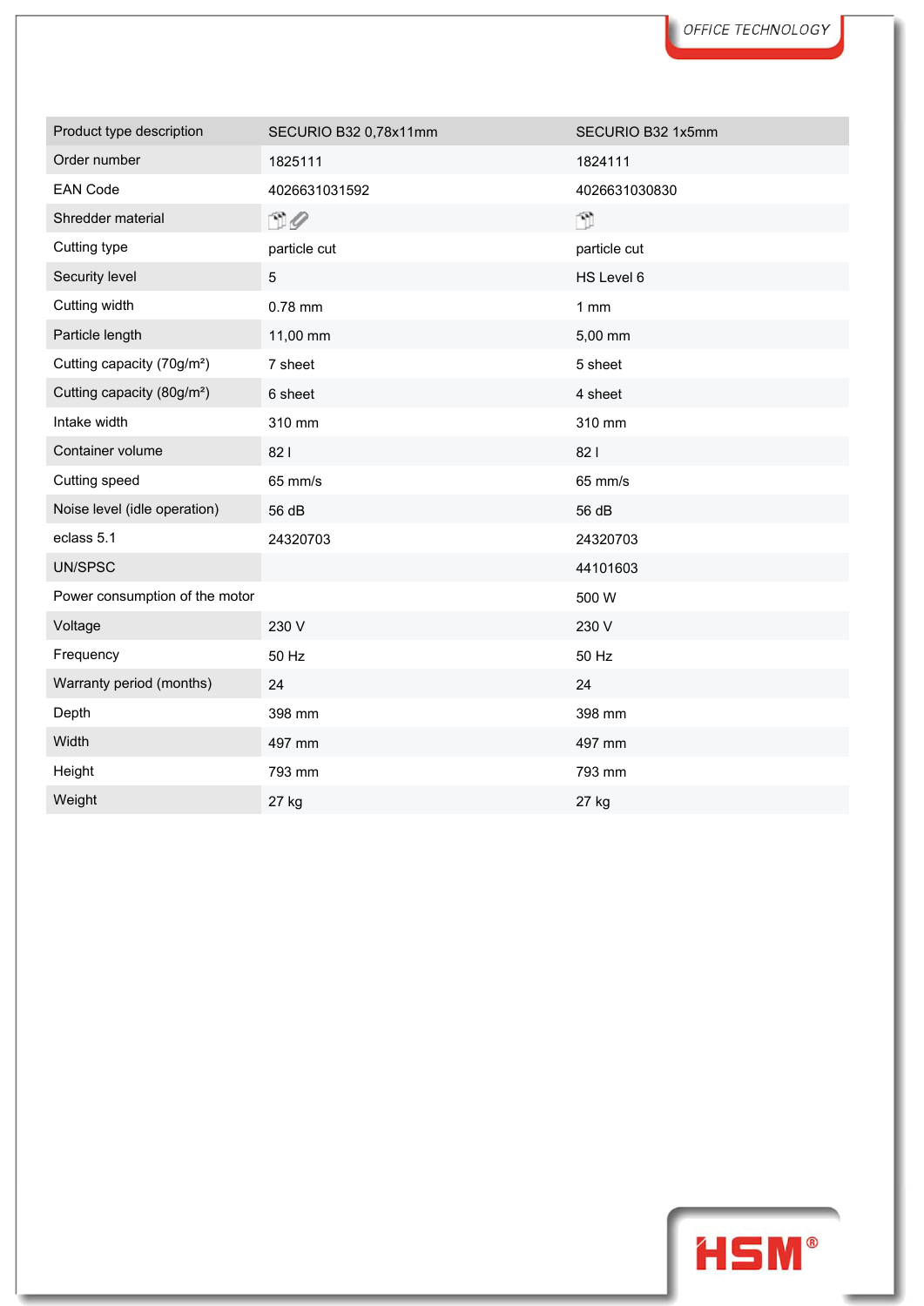| Product type description | SECURIO B32 0,78x11mm | SECURIO B32 1x5mm |
|---|---|---|
| Order number | 1825111 | 1824111 |
| EAN Code | 4026631031592 | 4026631030830 |
| Shredder material | | |
| Cutting type | particle cut | particle cut |
| Security level | 5 | HS Level 6 |
| Cutting width | 0.78 mm | 1 mm |
| Particle length | 11,00 mm | 5,00 mm |
| Cutting capacity (70g/m²) | 7 sheet | 5 sheet |
| Cutting capacity (80g/m²) | 6 sheet | 4 sheet |
| Intake width | 310 mm | 310 mm |
| Container volume | 82 l | 82 l |
| Cutting speed | 65 mm/s | 65 mm/s |
| Noise level (idle operation) | 56 dB | 56 dB |
| eclass 5.1 | 24320703 | 24320703 |
| UN/SPSC | | 44101603 |
| Power consumption of the motor | | 500 W |
| Voltage | 230 V | 230 V |
| Frequency | 50 Hz | 50 Hz |
| Warranty period (months) | 24 | 24 |
| Depth | 398 mm | 398 mm |
| Width | 497 mm | 497 mm |
| Height | 793 mm | 793 mm |
| Weight | 27 kg | 27 kg |